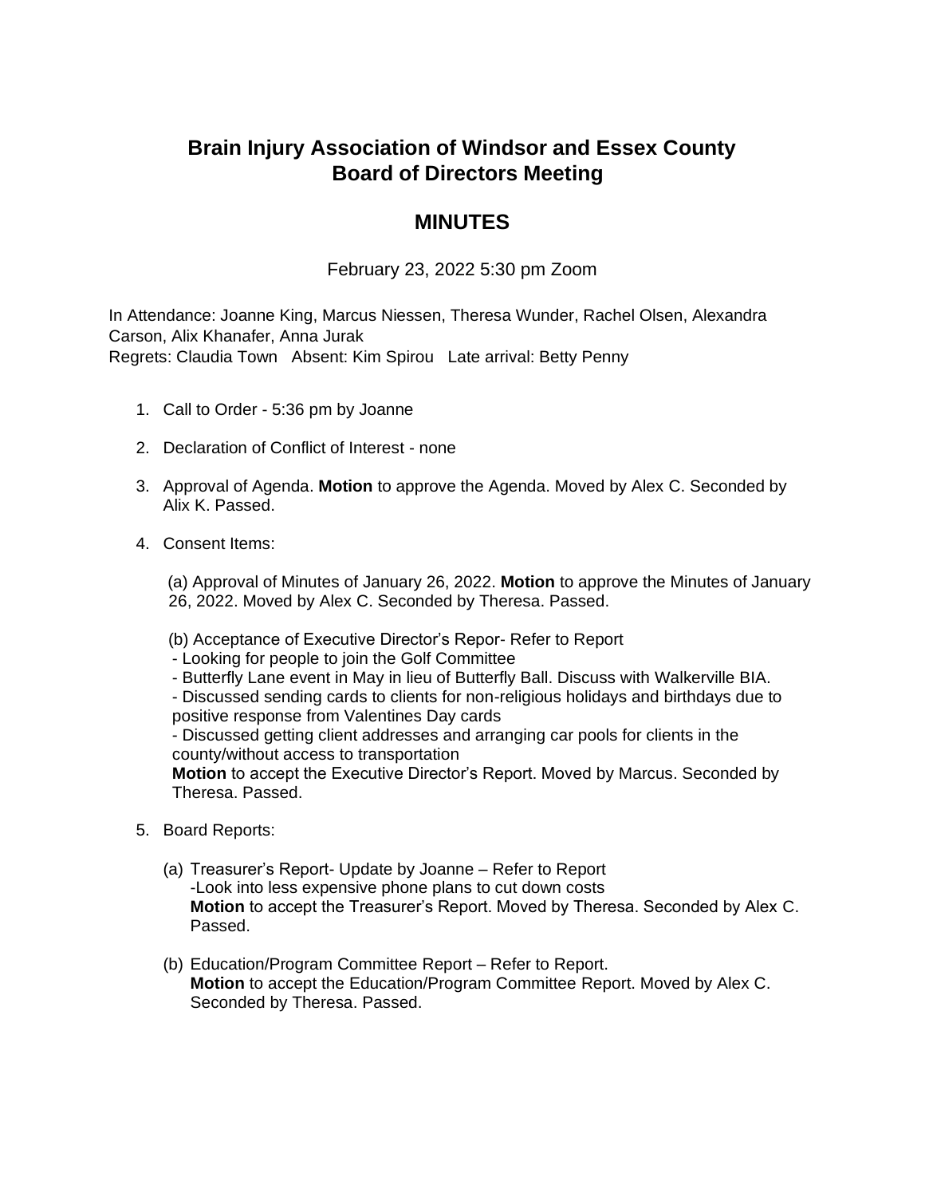# Brain Injury Association of Windsor and Essex County
# Board of Directors Meeting

## MINUTES

February 23, 2022 5:30 pm Zoom

In Attendance: Joanne King, Marcus Niessen, Theresa Wunder, Rachel Olsen, Alexandra Carson, Alix Khanafer, Anna Jurak
Regrets: Claudia Town   Absent: Kim Spirou   Late arrival: Betty Penny

1. Call to Order - 5:36 pm by Joanne

2. Declaration of Conflict of Interest - none

3. Approval of Agenda. **Motion** to approve the Agenda. Moved by Alex C. Seconded by Alix K. Passed.

4. Consent Items:

   (a) Approval of Minutes of January 26, 2022. **Motion** to approve the Minutes of January 26, 2022. Moved by Alex C. Seconded by Theresa. Passed.

   (b) Acceptance of Executive Director's Repor- Refer to Report
   - Looking for people to join the Golf Committee
   - Butterfly Lane event in May in lieu of Butterfly Ball. Discuss with Walkerville BIA.
   - Discussed sending cards to clients for non-religious holidays and birthdays due to positive response from Valentines Day cards
   - Discussed getting client addresses and arranging car pools for clients in the county/without access to transportation

   **Motion** to accept the Executive Director's Report. Moved by Marcus. Seconded by Theresa. Passed.

5. Board Reports:

   (a) Treasurer's Report- Update by Joanne – Refer to Report
   -Look into less expensive phone plans to cut down costs
   **Motion** to accept the Treasurer's Report. Moved by Theresa. Seconded by Alex C. Passed.

   (b) Education/Program Committee Report – Refer to Report.
   **Motion** to accept the Education/Program Committee Report. Moved by Alex C. Seconded by Theresa. Passed.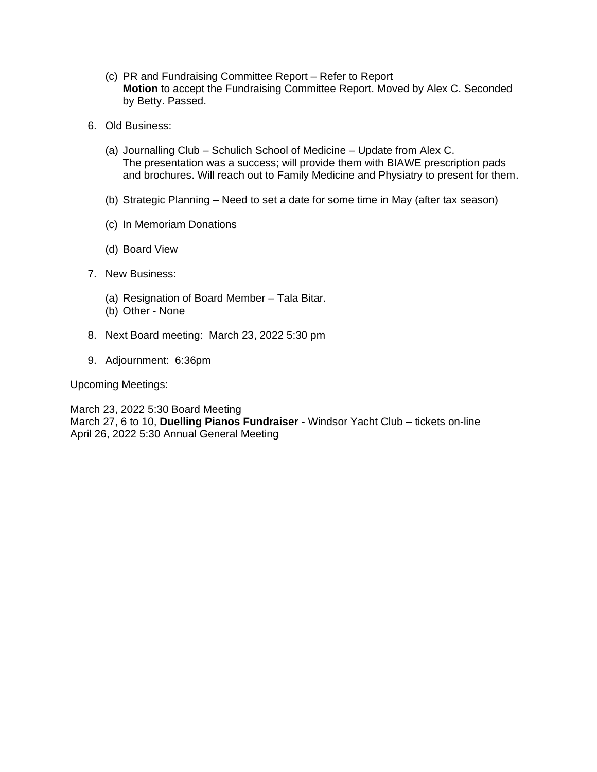(c) PR and Fundraising Committee Report – Refer to Report
**Motion** to accept the Fundraising Committee Report. Moved by Alex C. Seconded by Betty. Passed.

6. Old Business:

   (a) Journalling Club – Schulich School of Medicine – Update from Alex C.
   The presentation was a success; will provide them with BIAWE prescription pads and brochures. Will reach out to Family Medicine and Physiatry to present for them.

   (b) Strategic Planning – Need to set a date for some time in May (after tax season)

   (c) In Memoriam Donations

   (d) Board View

7. New Business:

   (a) Resignation of Board Member – Tala Bitar.
   (b) Other - None

8. Next Board meeting: March 23, 2022 5:30 pm

9. Adjournment: 6:36pm

Upcoming Meetings:

March 23, 2022 5:30 Board Meeting
March 27, 6 to 10, **Duelling Pianos Fundraiser** - Windsor Yacht Club – tickets on-line
April 26, 2022 5:30 Annual General Meeting